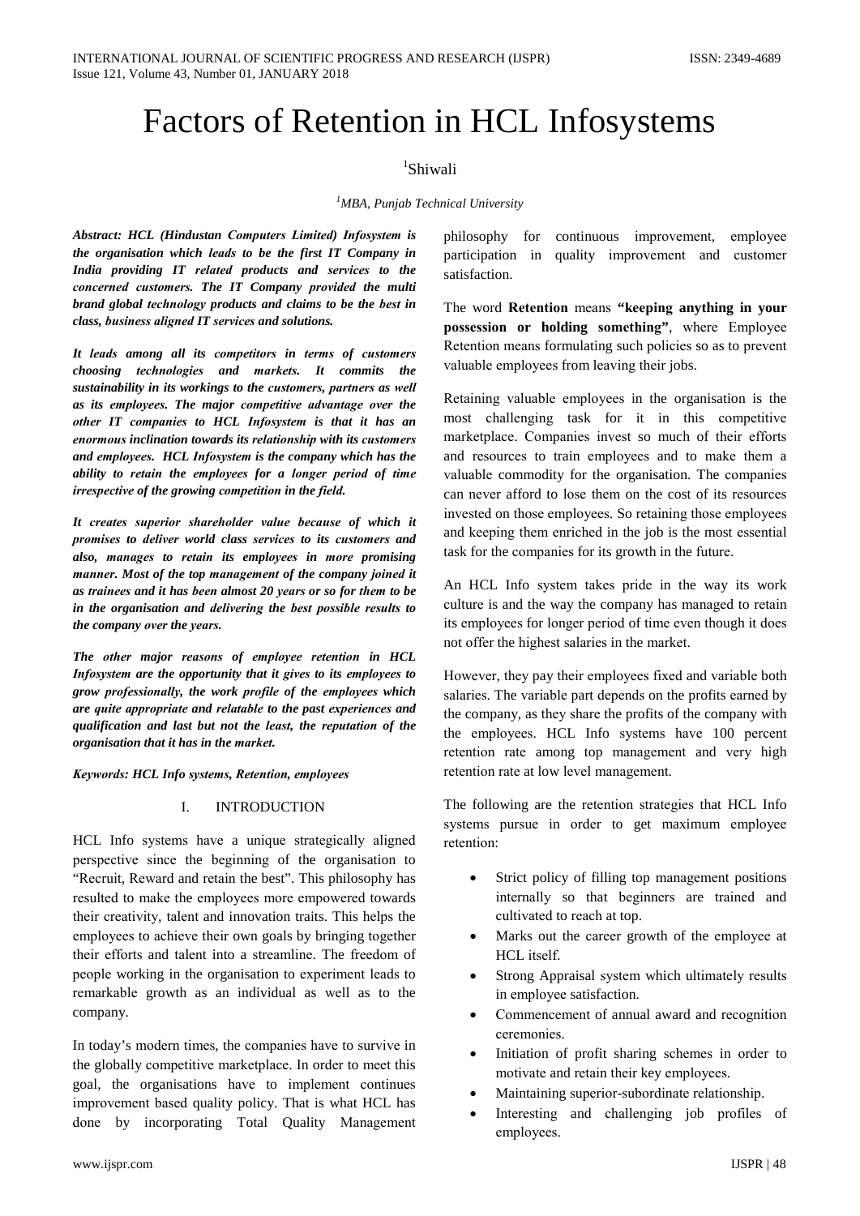# Factors of Retention in HCL Infosystems

[1]Shiwali

[1]*MBA, Punjab Technical University*

***Abstract: HCL (Hindustan Computers Limited) Infosystem is the organisation which leads to be the first IT Company in India providing IT related products and services to the concerned customers. The IT Company provided the multi brand global technology products and claims to be the best in class, business aligned IT services and solutions.***

***It leads among all its competitors in terms of customers choosing technologies and markets. It commits the sustainability in its workings to the customers, partners as well as its employees. The major competitive advantage over the other IT companies to HCL Infosystem is that it has an enormous inclination towards its relationship with its customers and employees. HCL Infosystem is the company which has the ability to retain the employees for a longer period of time irrespective of the growing competition in the field.***

***It creates superior shareholder value because of which it promises to deliver world class services to its customers and also, manages to retain its employees in more promising manner. Most of the top management of the company joined it as trainees and it has been almost 20 years or so for them to be in the organisation and delivering the best possible results to the company over the years.***

***The other major reasons of employee retention in HCL Infosystem are the opportunity that it gives to its employees to grow professionally, the work profile of the employees which are quite appropriate and relatable to the past experiences and qualification and last but not the least, the reputation of the organisation that it has in the market.***

***Keywords: HCL Info systems, Retention, employees***

## I. INTRODUCTION

HCL Info systems have a unique strategically aligned perspective since the beginning of the organisation to "Recruit, Reward and retain the best". This philosophy has resulted to make the employees more empowered towards their creativity, talent and innovation traits. This helps the employees to achieve their own goals by bringing together their efforts and talent into a streamline. The freedom of people working in the organisation to experiment leads to remarkable growth as an individual as well as to the company.

In today's modern times, the companies have to survive in the globally competitive marketplace. In order to meet this goal, the organisations have to implement continues improvement based quality policy. That is what HCL has done by incorporating Total Quality Management philosophy for continuous improvement, employee participation in quality improvement and customer satisfaction.

The word **Retention** means **"keeping anything in your possession or holding something"**, where Employee Retention means formulating such policies so as to prevent valuable employees from leaving their jobs.

Retaining valuable employees in the organisation is the most challenging task for it in this competitive marketplace. Companies invest so much of their efforts and resources to train employees and to make them a valuable commodity for the organisation. The companies can never afford to lose them on the cost of its resources invested on those employees. So retaining those employees and keeping them enriched in the job is the most essential task for the companies for its growth in the future.

An HCL Info system takes pride in the way its work culture is and the way the company has managed to retain its employees for longer period of time even though it does not offer the highest salaries in the market.

However, they pay their employees fixed and variable both salaries. The variable part depends on the profits earned by the company, as they share the profits of the company with the employees. HCL Info systems have 100 percent retention rate among top management and very high retention rate at low level management.

The following are the retention strategies that HCL Info systems pursue in order to get maximum employee retention:

- Strict policy of filling top management positions internally so that beginners are trained and cultivated to reach at top.
- Marks out the career growth of the employee at HCL itself.
- Strong Appraisal system which ultimately results in employee satisfaction.
- Commencement of annual award and recognition ceremonies.
- Initiation of profit sharing schemes in order to motivate and retain their key employees.
- Maintaining superior-subordinate relationship.
- Interesting and challenging job profiles of employees.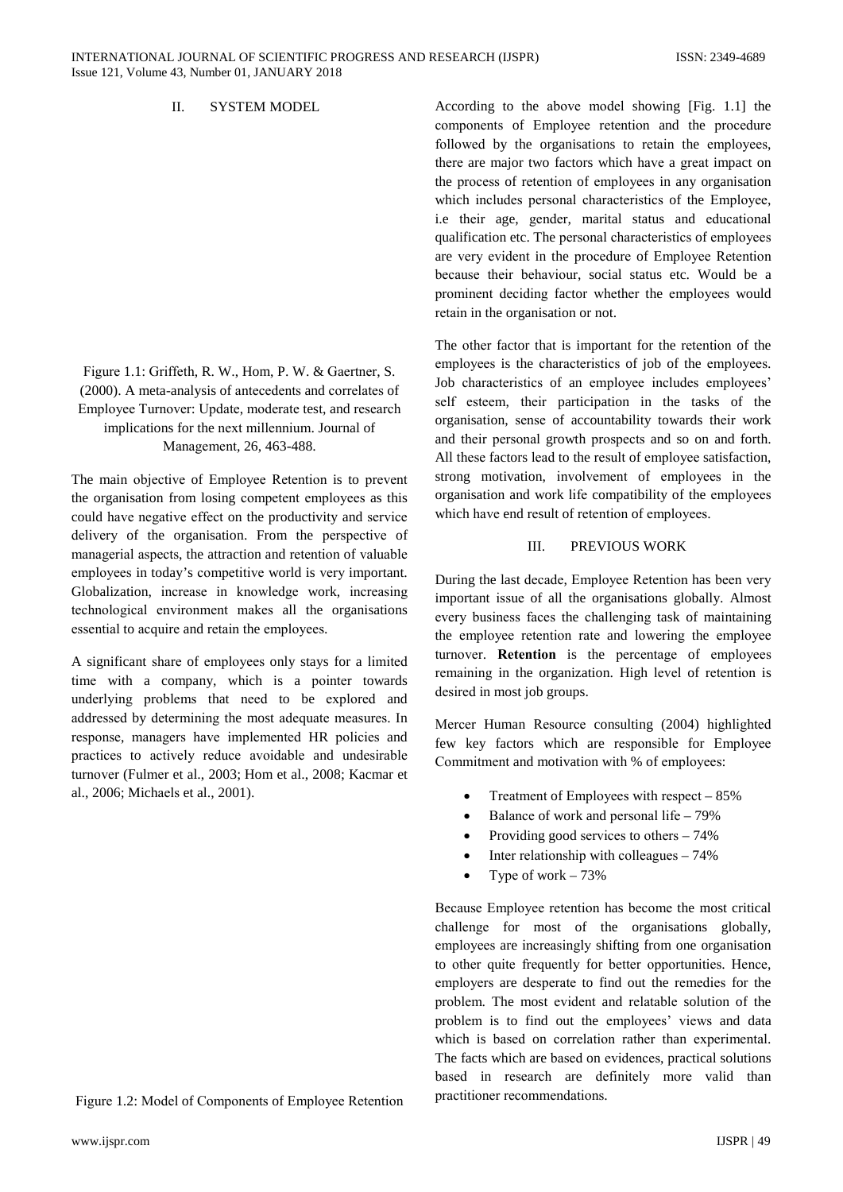## II. SYSTEM MODEL

Figure 1.1: Griffeth, R. W., Hom, P. W. & Gaertner, S. (2000). A meta-analysis of antecedents and correlates of Employee Turnover: Update, moderate test, and research implications for the next millennium. Journal of Management, 26, 463-488.

The main objective of Employee Retention is to prevent the organisation from losing competent employees as this could have negative effect on the productivity and service delivery of the organisation. From the perspective of managerial aspects, the attraction and retention of valuable employees in today's competitive world is very important. Globalization, increase in knowledge work, increasing technological environment makes all the organisations essential to acquire and retain the employees.

A significant share of employees only stays for a limited time with a company, which is a pointer towards underlying problems that need to be explored and addressed by determining the most adequate measures. In response, managers have implemented HR policies and practices to actively reduce avoidable and undesirable turnover (Fulmer et al., 2003; Hom et al., 2008; Kacmar et al., 2006; Michaels et al., 2001).

Figure 1.2: Model of Components of Employee Retention

According to the above model showing [Fig. 1.1] the components of Employee retention and the procedure followed by the organisations to retain the employees, there are major two factors which have a great impact on the process of retention of employees in any organisation which includes personal characteristics of the Employee, i.e their age, gender, marital status and educational qualification etc. The personal characteristics of employees are very evident in the procedure of Employee Retention because their behaviour, social status etc. Would be a prominent deciding factor whether the employees would retain in the organisation or not.

The other factor that is important for the retention of the employees is the characteristics of job of the employees. Job characteristics of an employee includes employees' self esteem, their participation in the tasks of the organisation, sense of accountability towards their work and their personal growth prospects and so on and forth. All these factors lead to the result of employee satisfaction, strong motivation, involvement of employees in the organisation and work life compatibility of the employees which have end result of retention of employees.

## III. PREVIOUS WORK

During the last decade, Employee Retention has been very important issue of all the organisations globally. Almost every business faces the challenging task of maintaining the employee retention rate and lowering the employee turnover. **Retention** is the percentage of employees remaining in the organization. High level of retention is desired in most job groups.

Mercer Human Resource consulting (2004) highlighted few key factors which are responsible for Employee Commitment and motivation with % of employees:

- Treatment of Employees with respect – 85%
- Balance of work and personal life – 79%
- Providing good services to others – 74%
- Inter relationship with colleagues – 74%
- Type of work – 73%

Because Employee retention has become the most critical challenge for most of the organisations globally, employees are increasingly shifting from one organisation to other quite frequently for better opportunities. Hence, employers are desperate to find out the remedies for the problem. The most evident and relatable solution of the problem is to find out the employees' views and data which is based on correlation rather than experimental. The facts which are based on evidences, practical solutions based in research are definitely more valid than practitioner recommendations.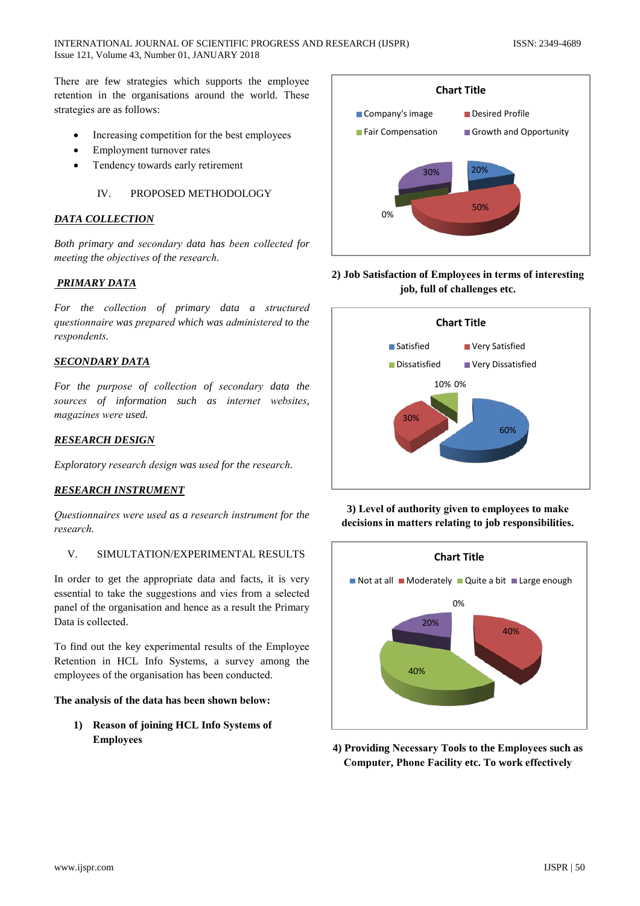There are few strategies which supports the employee retention in the organisations around the world. These strategies are as follows:

- Increasing competition for the best employees
- Employment turnover rates
- Tendency towards early retirement

## IV. PROPOSED METHODOLOGY

### DATA COLLECTION

*Both primary and secondary data has been collected for meeting the objectives of the research.*

### PRIMARY DATA

*For the collection of primary data a structured questionnaire was prepared which was administered to the respondents.*

### SECONDARY DATA

*For the purpose of collection of secondary data the sources of information such as internet websites, magazines were used.*

### RESEARCH DESIGN

*Exploratory research design was used for the research.*

### RESEARCH INSTRUMENT

*Questionnaires were used as a research instrument for the research.*

## V. SIMULTATION/EXPERIMENTAL RESULTS

In order to get the appropriate data and facts, it is very essential to take the suggestions and vies from a selected panel of the organisation and hence as a result the Primary Data is collected.

To find out the key experimental results of the Employee Retention in HCL Info Systems, a survey among the employees of the organisation has been conducted.

**The analysis of the data has been shown below:**

**1) Reason of joining HCL Info Systems of Employees**

Chart Title

Company's image, Desired Profile, Fair Compensation, Growth and Opportunity

20%, 50%, 0%, 30%

**2) Job Satisfaction of Employees in terms of interesting job, full of challenges etc.**

Chart Title

Satisfied, Very Satisfied, Dissatisfied, Very Dissatisfied

60%, 30%, 10%, 0%

**3) Level of authority given to employees to make decisions in matters relating to job responsibilities.**

Chart Title

Not at all, Moderately, Quite a bit, Large enough

0%, 40%, 40%, 20%

**4) Providing Necessary Tools to the Employees such as Computer, Phone Facility etc. To work effectively**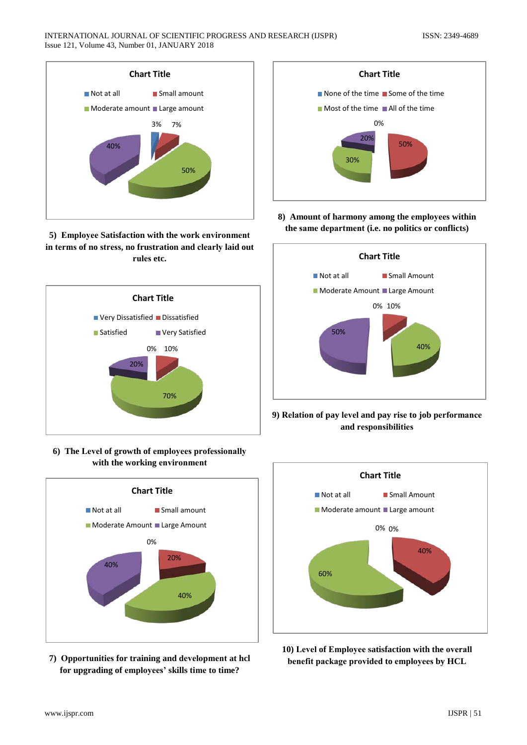Chart Title

Not at all | Small amount | Moderate amount | Large amount

3% 7% 40% 50%

**5) Employee Satisfaction with the work environment in terms of no stress, no frustration and clearly laid out rules etc.**

Chart Title

Very Dissatisfied | Dissatisfied | Satisfied | Very Satisfied

0% 10% 20% 70%

**6) The Level of growth of employees professionally with the working environment**

Chart Title

Not at all | Small amount | Moderate Amount | Large Amount

0% 20% 40% 40%

**7) Opportunities for training and development at hcl for upgrading of employees' skills time to time?**

Chart Title

None of the time | Some of the time | Most of the time | All of the time

0% 20% 50% 30%

**8) Amount of harmony among the employees within the same department (i.e. no politics or conflicts)**

Chart Title

Not at all | Small Amount | Moderate Amount | Large Amount

0% 10% 50% 40%

**9) Relation of pay level and pay rise to job performance and responsibilities**

Chart Title

Not at all | Small Amount | Moderate amount | Large amount

0% 0% 40% 60%

**10) Level of Employee satisfaction with the overall benefit package provided to employees by HCL**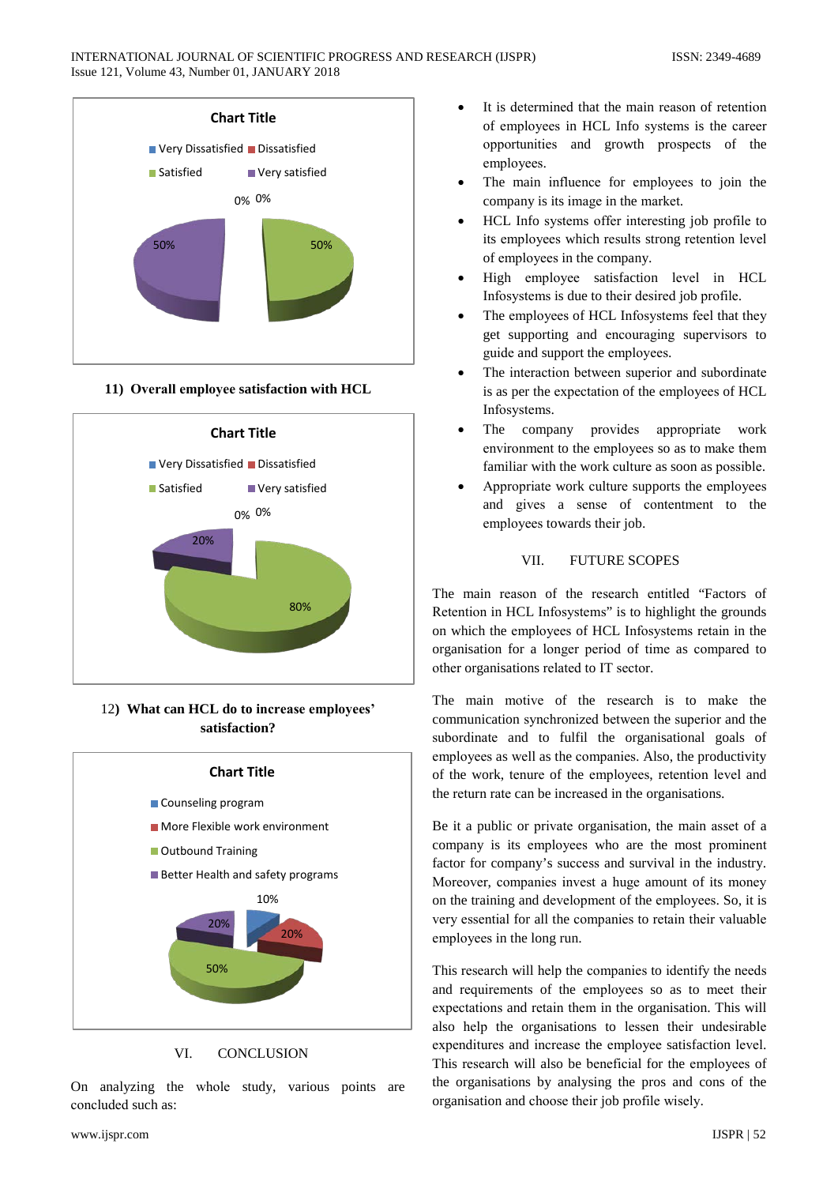Chart Title

Very Dissatisfied, Dissatisfied, Satisfied, Very satisfied

0% 0% 50% 50%

**11) Overall employee satisfaction with HCL**

Chart Title

Very Dissatisfied, Dissatisfied, Satisfied, Very satisfied

0% 0% 20% 80%

12**) What can HCL do to increase employees' satisfaction?**

Chart Title

Counseling program, More Flexible work environment, Outbound Training, Better Health and safety programs

10% 20% 20% 50%

## VI. CONCLUSION

On analyzing the whole study, various points are concluded such as:

- It is determined that the main reason of retention of employees in HCL Info systems is the career opportunities and growth prospects of the employees.
- The main influence for employees to join the company is its image in the market.
- HCL Info systems offer interesting job profile to its employees which results strong retention level of employees in the company.
- High employee satisfaction level in HCL Infosystems is due to their desired job profile.
- The employees of HCL Infosystems feel that they get supporting and encouraging supervisors to guide and support the employees.
- The interaction between superior and subordinate is as per the expectation of the employees of HCL Infosystems.
- The company provides appropriate work environment to the employees so as to make them familiar with the work culture as soon as possible.
- Appropriate work culture supports the employees and gives a sense of contentment to the employees towards their job.

## VII. FUTURE SCOPES

The main reason of the research entitled "Factors of Retention in HCL Infosystems" is to highlight the grounds on which the employees of HCL Infosystems retain in the organisation for a longer period of time as compared to other organisations related to IT sector.

The main motive of the research is to make the communication synchronized between the superior and the subordinate and to fulfil the organisational goals of employees as well as the companies. Also, the productivity of the work, tenure of the employees, retention level and the return rate can be increased in the organisations.

Be it a public or private organisation, the main asset of a company is its employees who are the most prominent factor for company's success and survival in the industry. Moreover, companies invest a huge amount of its money on the training and development of the employees. So, it is very essential for all the companies to retain their valuable employees in the long run.

This research will help the companies to identify the needs and requirements of the employees so as to meet their expectations and retain them in the organisation. This will also help the organisations to lessen their undesirable expenditures and increase the employee satisfaction level. This research will also be beneficial for the employees of the organisations by analysing the pros and cons of the organisation and choose their job profile wisely.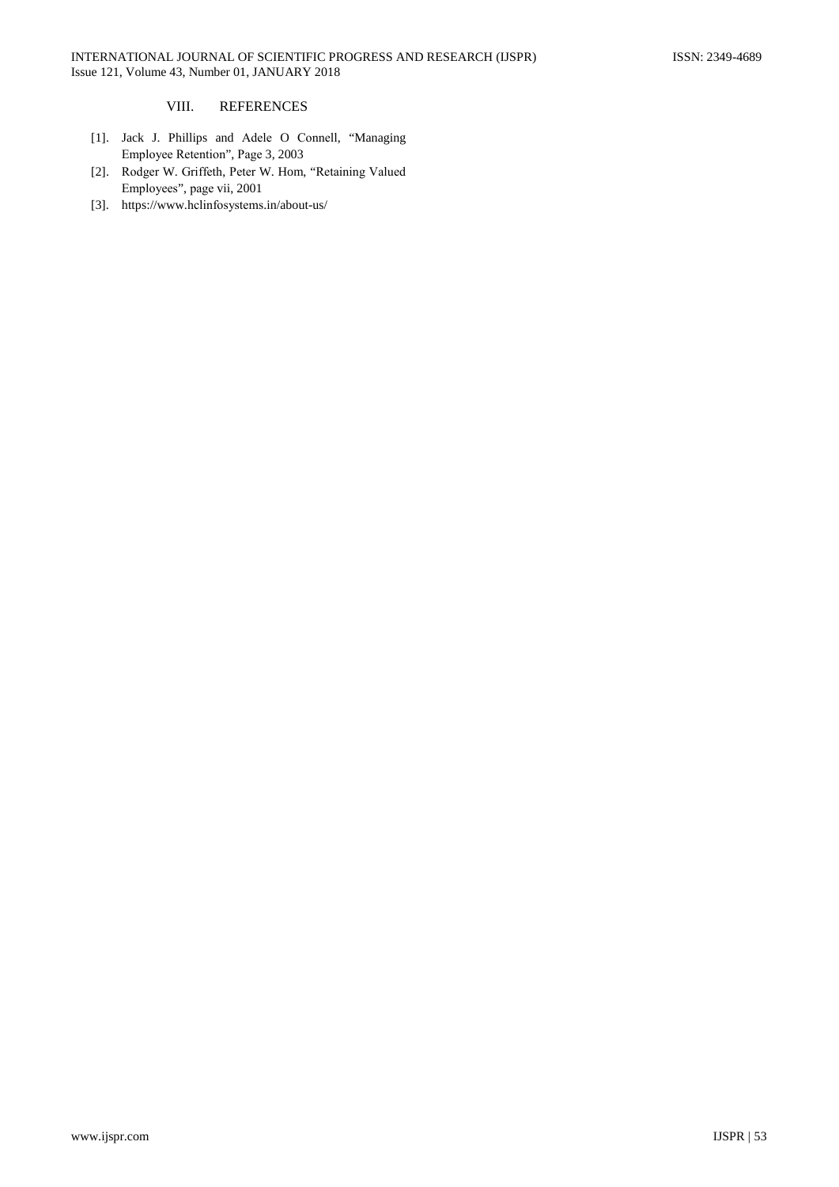## VIII. REFERENCES

[1]. Jack J. Phillips and Adele O Connell, "Managing Employee Retention", Page 3, 2003

[2]. Rodger W. Griffeth, Peter W. Hom, "Retaining Valued Employees", page vii, 2001

[3]. https://www.hclinfosystems.in/about-us/